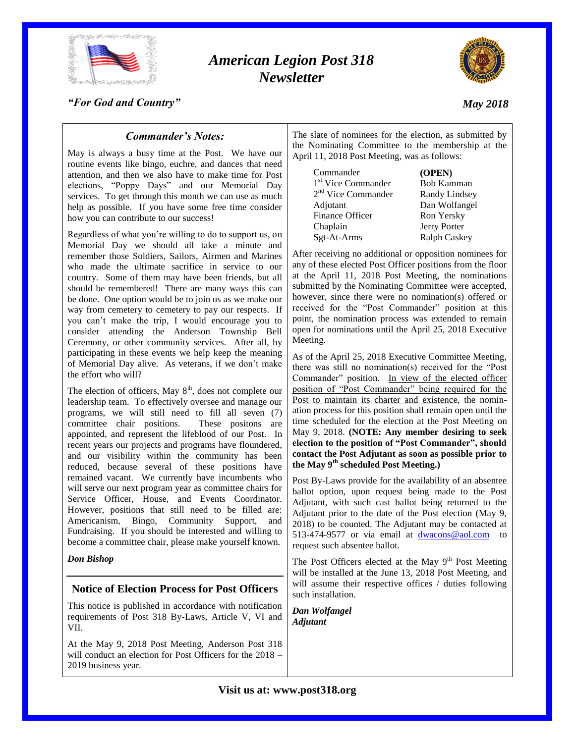# *American Legion Post 318 Newsletter*

*"For God and Country"*

*May 2018*

## *Commander's Notes:*

May is always a busy time at the Post. We have our routine events like bingo, euchre, and dances that need attention, and then we also have to make time for Post elections, "Poppy Days" and our Memorial Day services. To get through this month we can use as much help as possible. If you have some free time consider how you can contribute to our success!

Regardless of what you're willing to do to support us, on Memorial Day we should all take a minute and remember those Soldiers, Sailors, Airmen and Marines who made the ultimate sacrifice in service to our country. Some of them may have been friends, but all should be remembered! There are many ways this can be done. One option would be to join us as we make our way from cemetery to cemetery to pay our respects. If you can't make the trip, I would encourage you to consider attending the Anderson Township Bell Ceremony, or other community services. After all, by participating in these events we help keep the meaning of Memorial Day alive. As veterans, if we don't make the effort who will?

The election of officers, May 8th, does not complete our leadership team. To effectively oversee and manage our programs, we will still need to fill all seven (7) committee chair positions. These positons are appointed, and represent the lifeblood of our Post. In recent years our projects and programs have floundered, and our visibility within the community has been reduced, because several of these positions have remained vacant. We currently have incumbents who will serve our next program year as committee chairs for Service Officer, House, and Events Coordinator. However, positions that still need to be filled are: Americanism, Bingo, Community Support, and Fundraising. If you should be interested and willing to become a committee chair, please make yourself known.

***Don Bishop***

## Notice of Election Process for Post Officers

This notice is published in accordance with notification requirements of Post 318 By-Laws, Article V, VI and VII.

At the May 9, 2018 Post Meeting, Anderson Post 318 will conduct an election for Post Officers for the 2018 – 2019 business year.

The slate of nominees for the election, as submitted by the Nominating Committee to the membership at the April 11, 2018 Post Meeting, was as follows:

| | |
|---|---|
| Commander | **(OPEN)** |
| 1st Vice Commander | Bob Kamman |
| 2nd Vice Commander | Randy Lindsey |
| Adjutant | Dan Wolfangel |
| Finance Officer | Ron Yersky |
| Chaplain | Jerry Porter |
| Sgt-At-Arms | Ralph Caskey |

After receiving no additional or opposition nominees for any of these elected Post Officer positions from the floor at the April 11, 2018 Post Meeting, the nominations submitted by the Nominating Committee were accepted, however, since there were no nomination(s) offered or received for the "Post Commander" position at this point, the nomination process was extended to remain open for nominations until the April 25, 2018 Executive Meeting.

As of the April 25, 2018 Executive Committee Meeting, there was still no nomination(s) received for the "Post Commander" position. In view of the elected officer position of "Post Commander" being required for the Post to maintain its charter and existence, the nomination process for this position shall remain open until the time scheduled for the election at the Post Meeting on May 9, 2018. **(NOTE: Any member desiring to seek election to the position of "Post Commander", should contact the Post Adjutant as soon as possible prior to the May 9th scheduled Post Meeting.)**

Post By-Laws provide for the availability of an absentee ballot option, upon request being made to the Post Adjutant, with such cast ballot being returned to the Adjutant prior to the date of the Post election (May 9, 2018) to be counted. The Adjutant may be contacted at 513-474-9577 or via email at dwacons@aol.com to request such absentee ballot.

The Post Officers elected at the May 9th Post Meeting will be installed at the June 13, 2018 Post Meeting, and will assume their respective offices / duties following such installation.

***Dan Wolfangel***
***Adjutant***

**Visit us at: www.post318.org**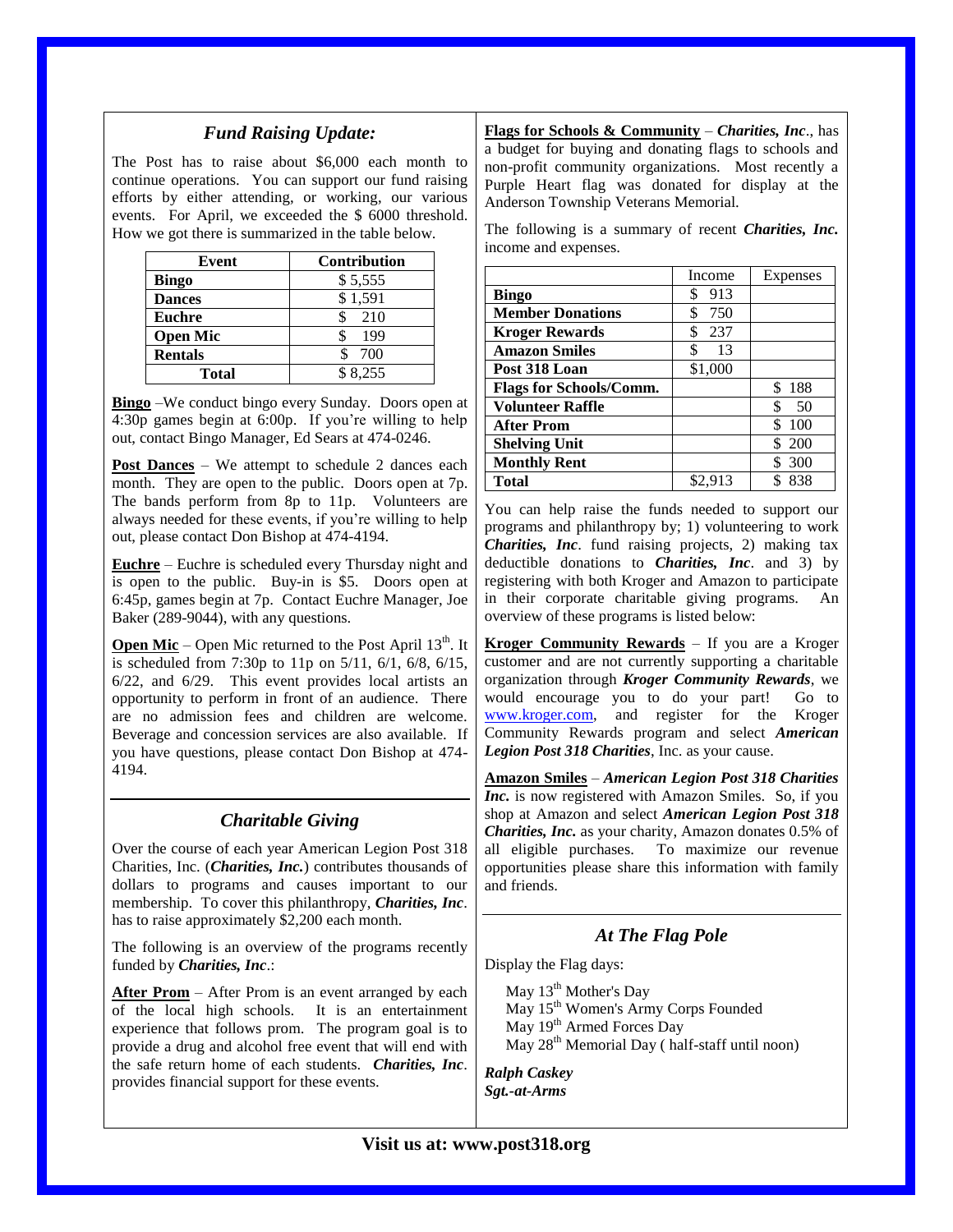## *Fund Raising Update:*

The Post has to raise about $6,000 each month to continue operations. You can support our fund raising efforts by either attending, or working, our various events. For April, we exceeded the $ 6000 threshold. How we got there is summarized in the table below.

| Event | Contribution |
|---|---|
| **Bingo** | $ 5,555 |
| **Dances** | $ 1,591 |
| **Euchre** | $ 210 |
| **Open Mic** | $ 199 |
| **Rentals** | $ 700 |
| **Total** | $ 8,255 |

**Bingo** –We conduct bingo every Sunday. Doors open at 4:30p games begin at 6:00p. If you're willing to help out, contact Bingo Manager, Ed Sears at 474-0246.

**Post Dances** – We attempt to schedule 2 dances each month. They are open to the public. Doors open at 7p. The bands perform from 8p to 11p. Volunteers are always needed for these events, if you're willing to help out, please contact Don Bishop at 474-4194.

**Euchre** – Euchre is scheduled every Thursday night and is open to the public. Buy-in is $5. Doors open at 6:45p, games begin at 7p. Contact Euchre Manager, Joe Baker (289-9044), with any questions.

**Open Mic** – Open Mic returned to the Post April 13th. It is scheduled from 7:30p to 11p on 5/11, 6/1, 6/8, 6/15, 6/22, and 6/29. This event provides local artists an opportunity to perform in front of an audience. There are no admission fees and children are welcome. Beverage and concession services are also available. If you have questions, please contact Don Bishop at 474-4194.

## *Charitable Giving*

Over the course of each year American Legion Post 318 Charities, Inc. (***Charities, Inc.***) contributes thousands of dollars to programs and causes important to our membership. To cover this philanthropy, ***Charities, Inc***. has to raise approximately $2,200 each month.

The following is an overview of the programs recently funded by ***Charities, Inc***.:

**After Prom** – After Prom is an event arranged by each of the local high schools. It is an entertainment experience that follows prom. The program goal is to provide a drug and alcohol free event that will end with the safe return home of each students. ***Charities, Inc***. provides financial support for these events.

**Flags for Schools & Community** – ***Charities, Inc***., has a budget for buying and donating flags to schools and non-profit community organizations. Most recently a Purple Heart flag was donated for display at the Anderson Township Veterans Memorial.

The following is a summary of recent ***Charities, Inc.*** income and expenses.

| | Income | Expenses |
|---|---|---|
| **Bingo** | $ 913 | |
| **Member Donations** | $ 750 | |
| **Kroger Rewards** | $ 237 | |
| **Amazon Smiles** | $ 13 | |
| **Post 318 Loan** | $1,000 | |
| **Flags for Schools/Comm.** | | $ 188 |
| **Volunteer Raffle** | | $ 50 |
| **After Prom** | | $ 100 |
| **Shelving Unit** | | $ 200 |
| **Monthly Rent** | | $ 300 |
| **Total** | $2,913 | $ 838 |

You can help raise the funds needed to support our programs and philanthropy by; 1) volunteering to work ***Charities, Inc***. fund raising projects, 2) making tax deductible donations to ***Charities, Inc***. and 3) by registering with both Kroger and Amazon to participate in their corporate charitable giving programs. An overview of these programs is listed below:

**Kroger Community Rewards** – If you are a Kroger customer and are not currently supporting a charitable organization through ***Kroger Community Rewards***, we would encourage you to do your part! Go to www.kroger.com, and register for the Kroger Community Rewards program and select ***American Legion Post 318 Charities***, Inc. as your cause.

**Amazon Smiles** – ***American Legion Post 318 Charities Inc.*** is now registered with Amazon Smiles. So, if you shop at Amazon and select ***American Legion Post 318 Charities, Inc.*** as your charity, Amazon donates 0.5% of all eligible purchases. To maximize our revenue opportunities please share this information with family and friends.

## *At The Flag Pole*

Display the Flag days:

May 13th Mother's Day
May 15th Women's Army Corps Founded
May 19th Armed Forces Day
May 28th Memorial Day ( half-staff until noon)

***Ralph Caskey***
***Sgt.-at-Arms***

**Visit us at: www.post318.org**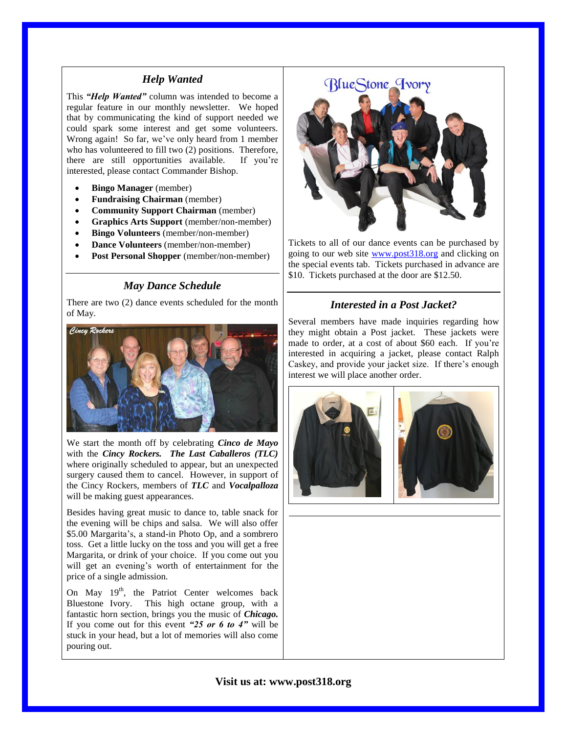## *Help Wanted*

This ***"Help Wanted"*** column was intended to become a regular feature in our monthly newsletter. We hoped that by communicating the kind of support needed we could spark some interest and get some volunteers. Wrong again! So far, we've only heard from 1 member who has volunteered to fill two (2) positions. Therefore, there are still opportunities available. If you're interested, please contact Commander Bishop.

- **Bingo Manager** (member)
- **Fundraising Chairman** (member)
- **Community Support Chairman** (member)
- **Graphics Arts Support** (member/non-member)
- **Bingo Volunteers** (member/non-member)
- **Dance Volunteers** (member/non-member)
- **Post Personal Shopper** (member/non-member)

## *May Dance Schedule*

There are two (2) dance events scheduled for the month of May.

We start the month off by celebrating ***Cinco de Mayo*** with the ***Cincy Rockers. The Last Caballeros (TLC)*** where originally scheduled to appear, but an unexpected surgery caused them to cancel. However, in support of the Cincy Rockers, members of ***TLC*** and ***Vocalpalloza*** will be making guest appearances.

Besides having great music to dance to, table snack for the evening will be chips and salsa. We will also offer $5.00 Margarita's, a stand-in Photo Op, and a sombrero toss. Get a little lucky on the toss and you will get a free Margarita, or drink of your choice. If you come out you will get an evening's worth of entertainment for the price of a single admission.

On May 19th, the Patriot Center welcomes back Bluestone Ivory. This high octane group, with a fantastic horn section, brings you the music of ***Chicago.*** If you come out for this event ***"25 or 6 to 4"*** will be stuck in your head, but a lot of memories will also come pouring out.

Tickets to all of our dance events can be purchased by going to our web site www.post318.org and clicking on the special events tab. Tickets purchased in advance are $10. Tickets purchased at the door are $12.50.

## *Interested in a Post Jacket?*

Several members have made inquiries regarding how they might obtain a Post jacket. These jackets were made to order, at a cost of about $60 each. If you're interested in acquiring a jacket, please contact Ralph Caskey, and provide your jacket size. If there's enough interest we will place another order.

**Visit us at: www.post318.org**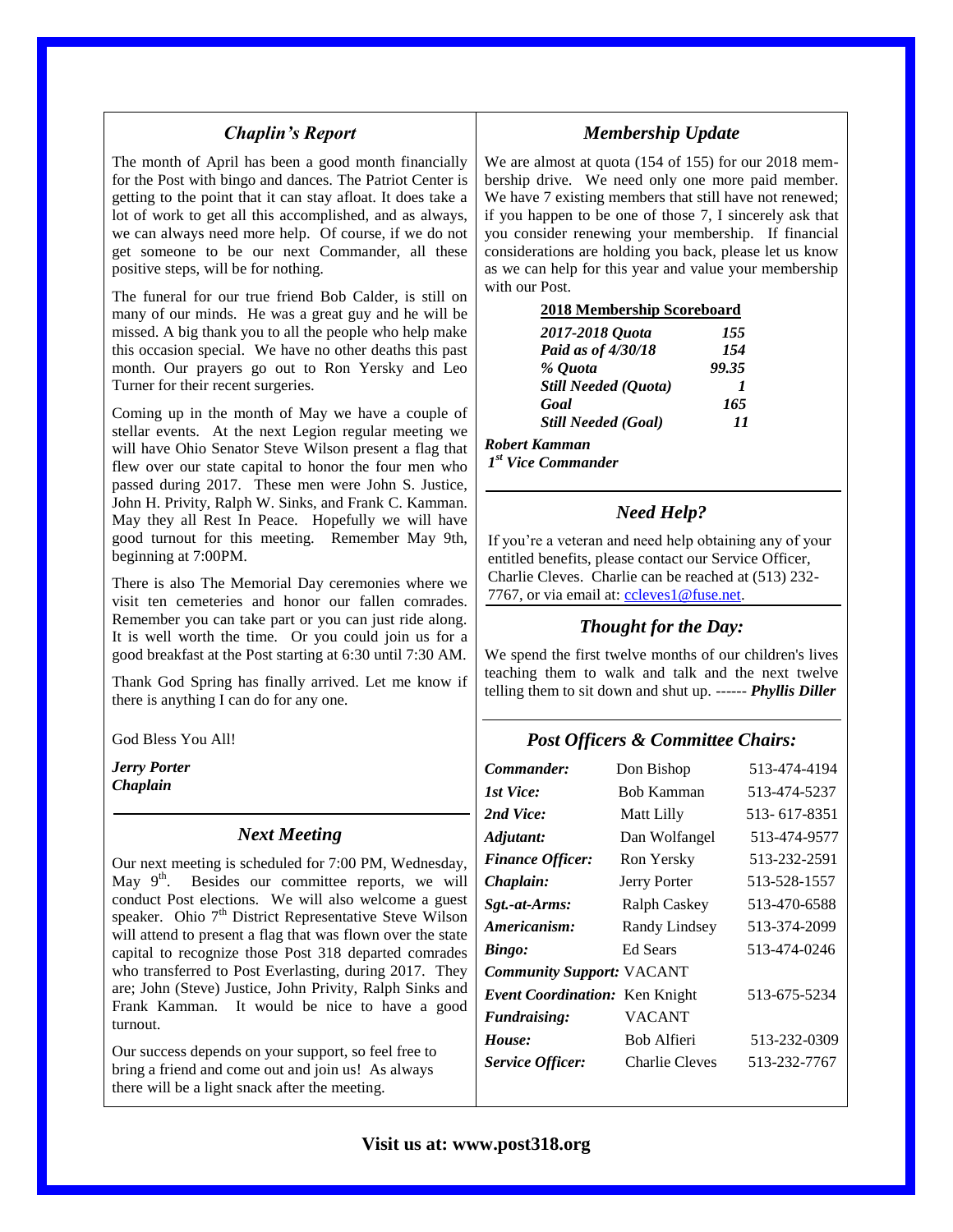## *Chaplin's Report*

The month of April has been a good month financially for the Post with bingo and dances. The Patriot Center is getting to the point that it can stay afloat. It does take a lot of work to get all this accomplished, and as always, we can always need more help. Of course, if we do not get someone to be our next Commander, all these positive steps, will be for nothing.

The funeral for our true friend Bob Calder, is still on many of our minds. He was a great guy and he will be missed. A big thank you to all the people who help make this occasion special. We have no other deaths this past month. Our prayers go out to Ron Yersky and Leo Turner for their recent surgeries.

Coming up in the month of May we have a couple of stellar events. At the next Legion regular meeting we will have Ohio Senator Steve Wilson present a flag that flew over our state capital to honor the four men who passed during 2017. These men were John S. Justice, John H. Privity, Ralph W. Sinks, and Frank C. Kamman. May they all Rest In Peace. Hopefully we will have good turnout for this meeting. Remember May 9th, beginning at 7:00PM.

There is also The Memorial Day ceremonies where we visit ten cemeteries and honor our fallen comrades. Remember you can take part or you can just ride along. It is well worth the time. Or you could join us for a good breakfast at the Post starting at 6:30 until 7:30 AM.

Thank God Spring has finally arrived. Let me know if there is anything I can do for any one.

God Bless You All!

***Jerry Porter***
***Chaplain***

## *Next Meeting*

Our next meeting is scheduled for 7:00 PM, Wednesday, May 9th. Besides our committee reports, we will conduct Post elections. We will also welcome a guest speaker. Ohio 7th District Representative Steve Wilson will attend to present a flag that was flown over the state capital to recognize those Post 318 departed comrades who transferred to Post Everlasting, during 2017. They are; John (Steve) Justice, John Privity, Ralph Sinks and Frank Kamman. It would be nice to have a good turnout.

Our success depends on your support, so feel free to bring a friend and come out and join us! As always there will be a light snack after the meeting.

## *Membership Update*

We are almost at quota (154 of 155) for our 2018 membership drive. We need only one more paid member. We have 7 existing members that still have not renewed; if you happen to be one of those 7, I sincerely ask that you consider renewing your membership. If financial considerations are holding you back, please let us know as we can help for this year and value your membership with our Post.

**2018 Membership Scoreboard**

| | |
|---|---|
| ***2017-2018 Quota*** | ***155*** |
| ***Paid as of 4/30/18*** | ***154*** |
| ***% Quota*** | ***99.35*** |
| ***Still Needed (Quota)*** | ***1*** |
| ***Goal*** | ***165*** |
| ***Still Needed (Goal)*** | ***11*** |

***Robert Kamman***
***1st Vice Commander***

## *Need Help?*

If you're a veteran and need help obtaining any of your entitled benefits, please contact our Service Officer, Charlie Cleves. Charlie can be reached at (513) 232-7767, or via email at: ccleves1@fuse.net.

## *Thought for the Day:*

We spend the first twelve months of our children's lives teaching them to walk and talk and the next twelve telling them to sit down and shut up. ------ ***Phyllis Diller***

## *Post Officers & Committee Chairs:*

| | | |
|---|---|---|
| ***Commander:*** | Don Bishop | 513-474-4194 |
| ***1st Vice:*** | Bob Kamman | 513-474-5237 |
| ***2nd Vice:*** | Matt Lilly | 513- 617-8351 |
| ***Adjutant:*** | Dan Wolfangel | 513-474-9577 |
| ***Finance Officer:*** | Ron Yersky | 513-232-2591 |
| ***Chaplain:*** | Jerry Porter | 513-528-1557 |
| ***Sgt.-at-Arms:*** | Ralph Caskey | 513-470-6588 |
| ***Americanism:*** | Randy Lindsey | 513-374-2099 |
| ***Bingo:*** | Ed Sears | 513-474-0246 |
| ***Community Support:*** | VACANT | |
| ***Event Coordination:*** | Ken Knight | 513-675-5234 |
| ***Fundraising:*** | VACANT | |
| ***House:*** | Bob Alfieri | 513-232-0309 |
| ***Service Officer:*** | Charlie Cleves | 513-232-7767 |

**Visit us at: www.post318.org**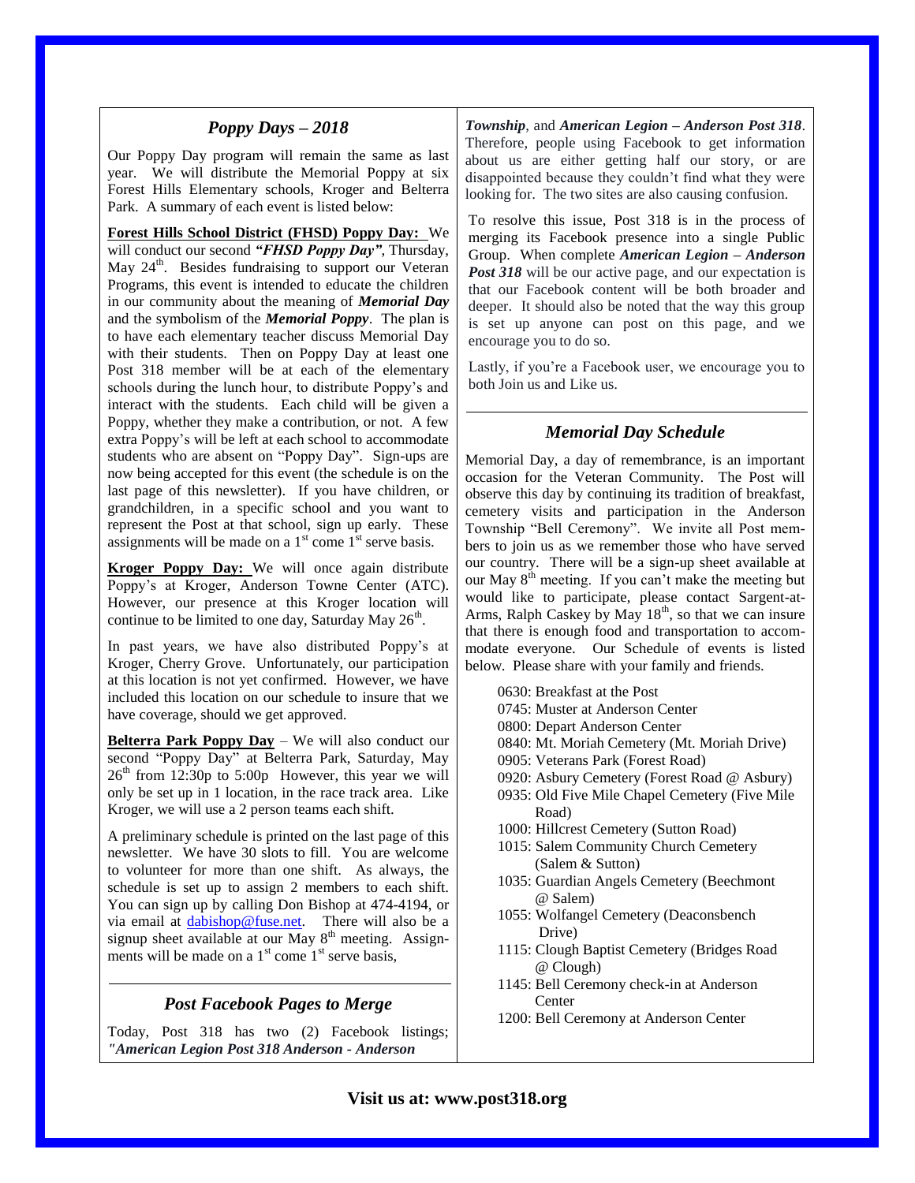## *Poppy Days – 2018*

Our Poppy Day program will remain the same as last year. We will distribute the Memorial Poppy at six Forest Hills Elementary schools, Kroger and Belterra Park. A summary of each event is listed below:

**Forest Hills School District (FHSD) Poppy Day:** We will conduct our second ***"FHSD Poppy Day"***, Thursday, May 24th. Besides fundraising to support our Veteran Programs, this event is intended to educate the children in our community about the meaning of ***Memorial Day*** and the symbolism of the ***Memorial Poppy***. The plan is to have each elementary teacher discuss Memorial Day with their students. Then on Poppy Day at least one Post 318 member will be at each of the elementary schools during the lunch hour, to distribute Poppy's and interact with the students. Each child will be given a Poppy, whether they make a contribution, or not. A few extra Poppy's will be left at each school to accommodate students who are absent on "Poppy Day". Sign-ups are now being accepted for this event (the schedule is on the last page of this newsletter). If you have children, or grandchildren, in a specific school and you want to represent the Post at that school, sign up early. These assignments will be made on a 1st come 1st serve basis.

**Kroger Poppy Day:** We will once again distribute Poppy's at Kroger, Anderson Towne Center (ATC). However, our presence at this Kroger location will continue to be limited to one day, Saturday May 26th.

In past years, we have also distributed Poppy's at Kroger, Cherry Grove. Unfortunately, our participation at this location is not yet confirmed. However, we have included this location on our schedule to insure that we have coverage, should we get approved.

**Belterra Park Poppy Day** – We will also conduct our second "Poppy Day" at Belterra Park, Saturday, May 26th from 12:30p to 5:00p However, this year we will only be set up in 1 location, in the race track area. Like Kroger, we will use a 2 person teams each shift.

A preliminary schedule is printed on the last page of this newsletter. We have 30 slots to fill. You are welcome to volunteer for more than one shift. As always, the schedule is set up to assign 2 members to each shift. You can sign up by calling Don Bishop at 474-4194, or via email at dabishop@fuse.net. There will also be a signup sheet available at our May 8th meeting. Assignments will be made on a 1st come 1st serve basis,

## *Post Facebook Pages to Merge*

Today, Post 318 has two (2) Facebook listings; ***"American Legion Post 318 Anderson - Anderson Township***, and ***American Legion – Anderson Post 318***. Therefore, people using Facebook to get information about us are either getting half our story, or are disappointed because they couldn't find what they were looking for. The two sites are also causing confusion.

To resolve this issue, Post 318 is in the process of merging its Facebook presence into a single Public Group. When complete ***American Legion – Anderson Post 318*** will be our active page, and our expectation is that our Facebook content will be both broader and deeper. It should also be noted that the way this group is set up anyone can post on this page, and we encourage you to do so.

Lastly, if you're a Facebook user, we encourage you to both Join us and Like us.

## *Memorial Day Schedule*

Memorial Day, a day of remembrance, is an important occasion for the Veteran Community. The Post will observe this day by continuing its tradition of breakfast, cemetery visits and participation in the Anderson Township "Bell Ceremony". We invite all Post members to join us as we remember those who have served our country. There will be a sign-up sheet available at our May 8th meeting. If you can't make the meeting but would like to participate, please contact Sargent-at-Arms, Ralph Caskey by May 18th, so that we can insure that there is enough food and transportation to accommodate everyone. Our Schedule of events is listed below. Please share with your family and friends.

- 0630: Breakfast at the Post
- 0745: Muster at Anderson Center
- 0800: Depart Anderson Center
- 0840: Mt. Moriah Cemetery (Mt. Moriah Drive)
- 0905: Veterans Park (Forest Road)
- 0920: Asbury Cemetery (Forest Road @ Asbury)
- 0935: Old Five Mile Chapel Cemetery (Five Mile Road)
- 1000: Hillcrest Cemetery (Sutton Road)
- 1015: Salem Community Church Cemetery (Salem & Sutton)
- 1035: Guardian Angels Cemetery (Beechmont @ Salem)
- 1055: Wolfangel Cemetery (Deaconsbench Drive)
- 1115: Clough Baptist Cemetery (Bridges Road @ Clough)
- 1145: Bell Ceremony check-in at Anderson Center
- 1200: Bell Ceremony at Anderson Center

**Visit us at: www.post318.org**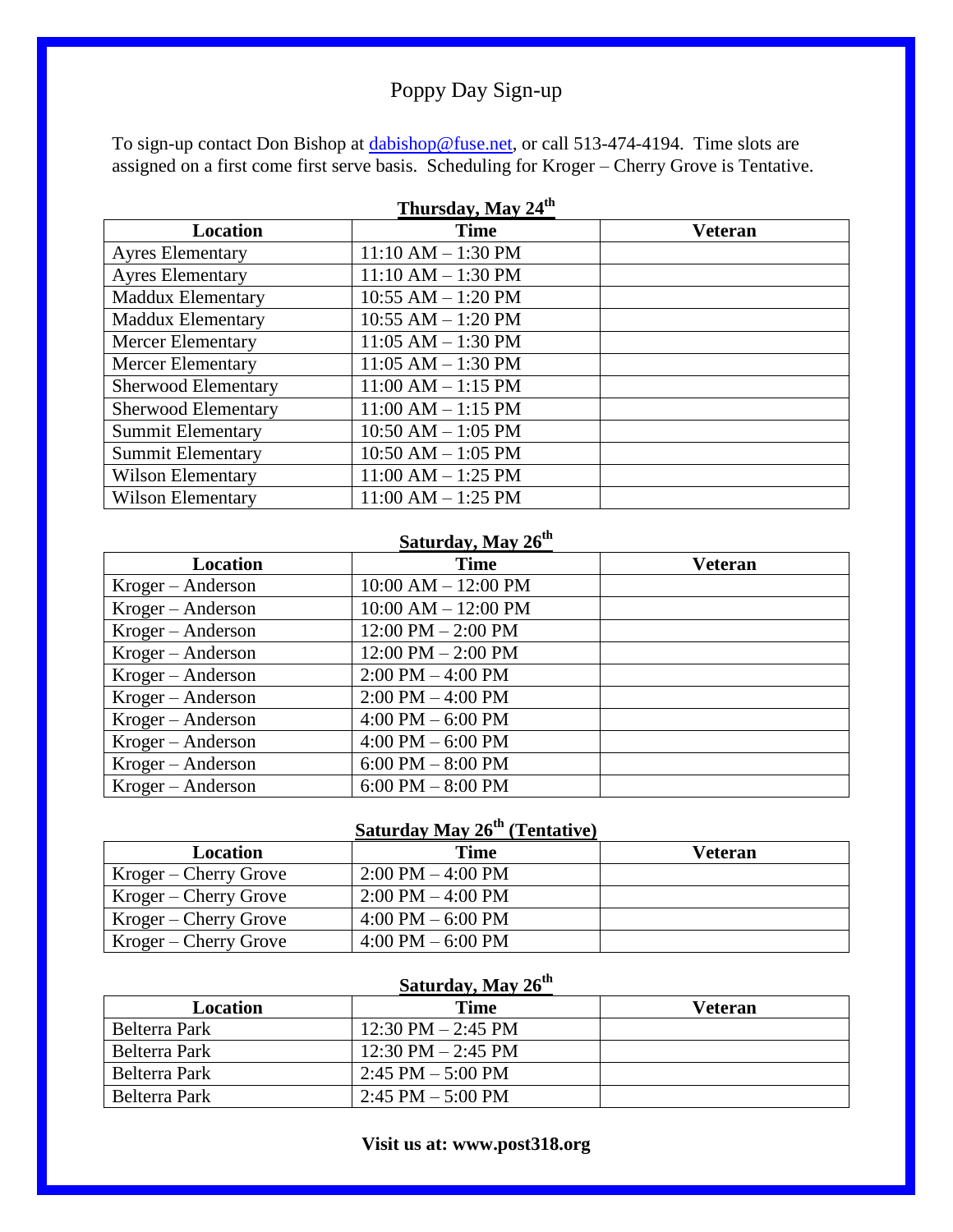# Poppy Day Sign-up

To sign-up contact Don Bishop at dabishop@fuse.net, or call 513-474-4194. Time slots are assigned on a first come first serve basis. Scheduling for Kroger – Cherry Grove is Tentative.

**Thursday, May 24th**

| Location | Time | Veteran |
|---|---|---|
| Ayres Elementary | 11:10 AM – 1:30 PM | |
| Ayres Elementary | 11:10 AM – 1:30 PM | |
| Maddux Elementary | 10:55 AM – 1:20 PM | |
| Maddux Elementary | 10:55 AM – 1:20 PM | |
| Mercer Elementary | 11:05 AM – 1:30 PM | |
| Mercer Elementary | 11:05 AM – 1:30 PM | |
| Sherwood Elementary | 11:00 AM – 1:15 PM | |
| Sherwood Elementary | 11:00 AM – 1:15 PM | |
| Summit Elementary | 10:50 AM – 1:05 PM | |
| Summit Elementary | 10:50 AM – 1:05 PM | |
| Wilson Elementary | 11:00 AM – 1:25 PM | |
| Wilson Elementary | 11:00 AM – 1:25 PM | |

**Saturday, May 26th**

| Location | Time | Veteran |
|---|---|---|
| Kroger – Anderson | 10:00 AM – 12:00 PM | |
| Kroger – Anderson | 10:00 AM – 12:00 PM | |
| Kroger – Anderson | 12:00 PM – 2:00 PM | |
| Kroger – Anderson | 12:00 PM – 2:00 PM | |
| Kroger – Anderson | 2:00 PM – 4:00 PM | |
| Kroger – Anderson | 2:00 PM – 4:00 PM | |
| Kroger – Anderson | 4:00 PM – 6:00 PM | |
| Kroger – Anderson | 4:00 PM – 6:00 PM | |
| Kroger – Anderson | 6:00 PM – 8:00 PM | |
| Kroger – Anderson | 6:00 PM – 8:00 PM | |

**Saturday May 26th (Tentative)**

| Location | Time | Veteran |
|---|---|---|
| Kroger – Cherry Grove | 2:00 PM – 4:00 PM | |
| Kroger – Cherry Grove | 2:00 PM – 4:00 PM | |
| Kroger – Cherry Grove | 4:00 PM – 6:00 PM | |
| Kroger – Cherry Grove | 4:00 PM – 6:00 PM | |

**Saturday, May 26th**

| Location | Time | Veteran |
|---|---|---|
| Belterra Park | 12:30 PM – 2:45 PM | |
| Belterra Park | 12:30 PM – 2:45 PM | |
| Belterra Park | 2:45 PM – 5:00 PM | |
| Belterra Park | 2:45 PM – 5:00 PM | |

**Visit us at: www.post318.org**